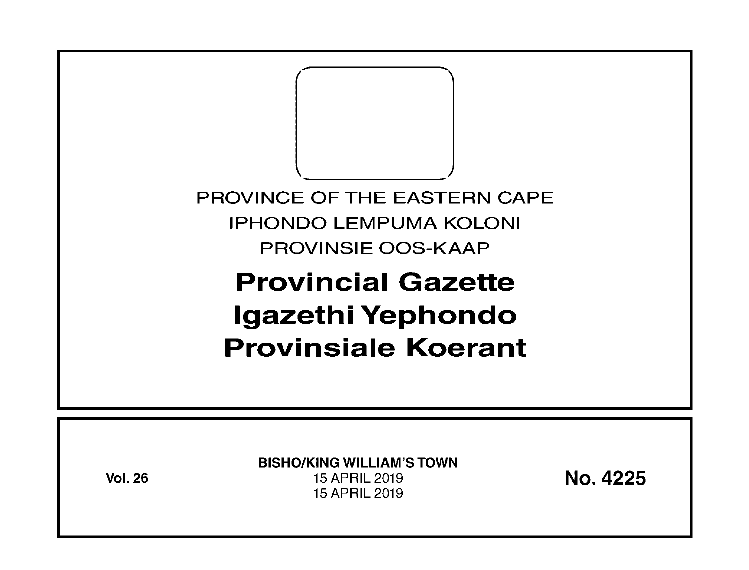PROVINCE OF THE EASTERN CAPE

IPHONDO LEMPUMA KOLONI

PROVINSIE OOS-KAAP

# Provincial Gazette
# Igazethi Yephondo
# Provinsiale Koerant

**Vol. 26**

**BISHO/KING WILLIAM'S TOWN**

15 APRIL 2019

15 APRIL 2019

**No. 4225**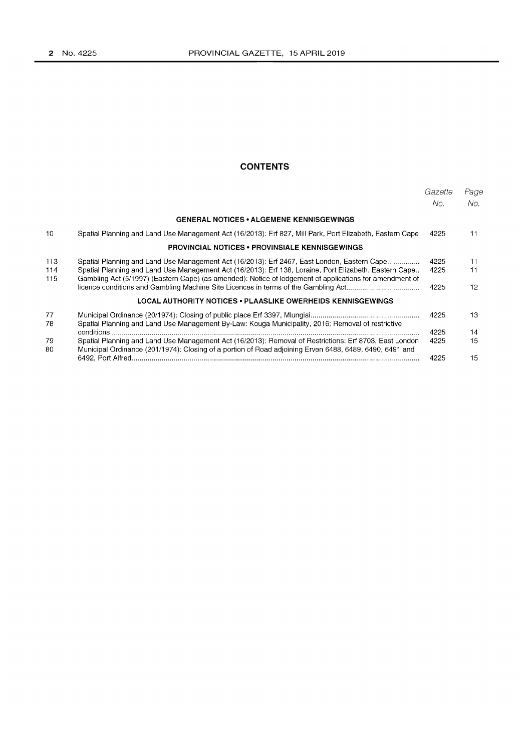# CONTENTS

| | | Gazette No. | Page No. |
|---|---|---|---|
| | **GENERAL NOTICES • ALGEMENE KENNISGEWINGS** | | |
| 10 | Spatial Planning and Land Use Management Act (16/2013): Erf 827, Mill Park, Port Elizabeth, Eastern Cape | 4225 | 11 |
| | **PROVINCIAL NOTICES • PROVINSIALE KENNISGEWINGS** | | |
| 113 | Spatial Planning and Land Use Management Act (16/2013): Erf 2467, East London, Eastern Cape ............... | 4225 | 11 |
| 114 | Spatial Planning and Land Use Management Act (16/2013): Erf 138, Loraine, Port Elizabeth, Eastern Cape.. | 4225 | 11 |
| 115 | Gambling Act (5/1997) (Eastern Cape) (as amended): Notice of lodgement of applications for amendment of licence conditions and Gambling Machine Site Licences in terms of the Gambling Act.................................... | 4225 | 12 |
| | **LOCAL AUTHORITY NOTICES • PLAASLIKE OWERHEIDS KENNISGEWINGS** | | |
| 77 | Municipal Ordinance (20/1974): Closing of public place Erf 3397, Mlungisi...................................................... | 4225 | 13 |
| 78 | Spatial Planning and Land Use Management By-Law: Kouga Municipality, 2016: Removal of restrictive conditions ........................................................................................................................................ | 4225 | 14 |
| 79 | Spatial Planning and Land Use Management Act (16/2013): Removal of Restrictions: Erf 8703, East London | 4225 | 15 |
| 80 | Municipal Ordinance (201/1974): Closing of a portion of Road adjoining Erven 6488, 6489, 6490, 6491 and 6492, Port Alfred.............................................................................................................................. | 4225 | 15 |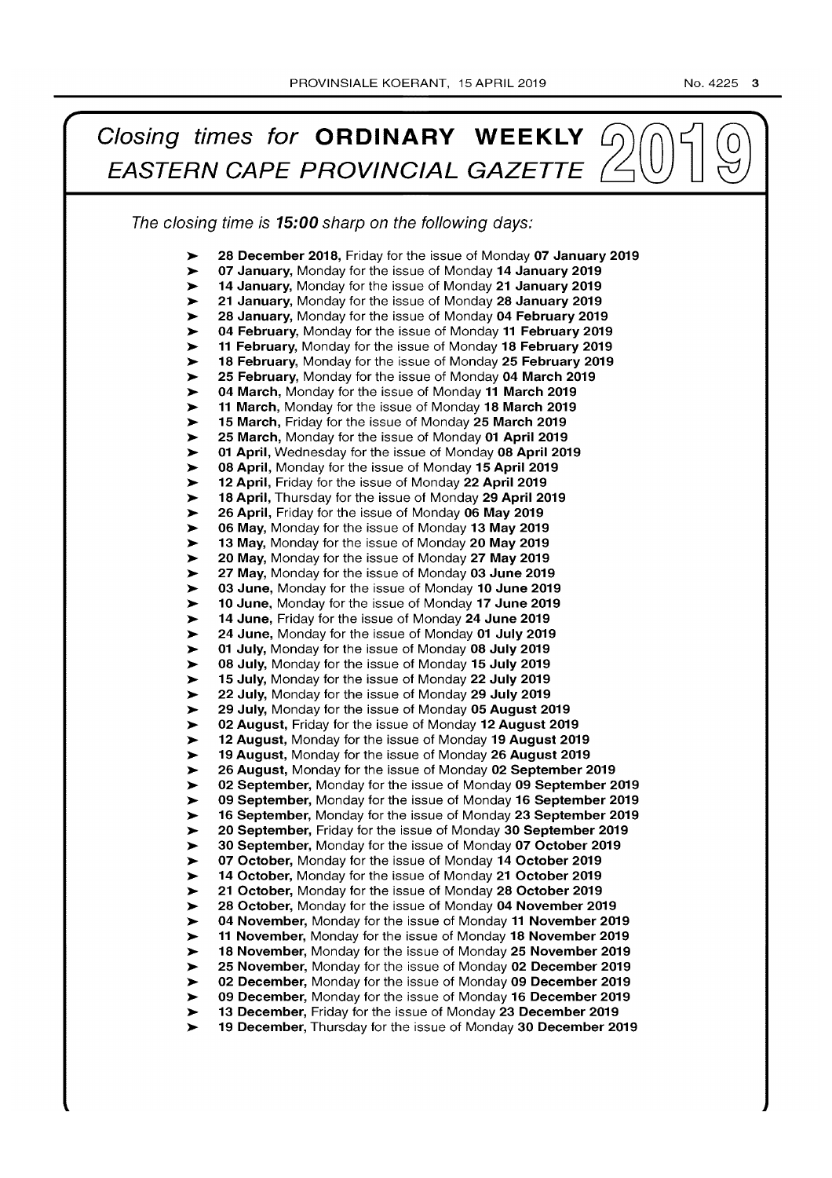# Closing times for **ORDINARY WEEKLY** *EASTERN CAPE PROVINCIAL GAZETTE* 2019

*The closing time is **15:00** sharp on the following days:*

- **28 December 2018,** Friday for the issue of Monday **07 January 2019**
- **07 January,** Monday for the issue of Monday **14 January 2019**
- **14 January,** Monday for the issue of Monday **21 January 2019**
- **21 January,** Monday for the issue of Monday **28 January 2019**
- **28 January,** Monday for the issue of Monday **04 February 2019**
- **04 February,** Monday for the issue of Monday **11 February 2019**
- **11 February,** Monday for the issue of Monday **18 February 2019**
- **18 February,** Monday for the issue of Monday **25 February 2019**
- **25 February,** Monday for the issue of Monday **04 March 2019**
- **04 March,** Monday for the issue of Monday **11 March 2019**
- **11 March,** Monday for the issue of Monday **18 March 2019**
- **15 March,** Friday for the issue of Monday **25 March 2019**
- **25 March,** Monday for the issue of Monday **01 April 2019**
- **01 April,** Wednesday for the issue of Monday **08 April 2019**
- **08 April,** Monday for the issue of Monday **15 April 2019**
- **12 April,** Friday for the issue of Monday **22 April 2019**
- **18 April,** Thursday for the issue of Monday **29 April 2019**
- **26 April,** Friday for the issue of Monday **06 May 2019**
- **06 May,** Monday for the issue of Monday **13 May 2019**
- **13 May,** Monday for the issue of Monday **20 May 2019**
- **20 May,** Monday for the issue of Monday **27 May 2019**
- **27 May,** Monday for the issue of Monday **03 June 2019**
- **03 June,** Monday for the issue of Monday **10 June 2019**
- **10 June,** Monday for the issue of Monday **17 June 2019**
- **14 June,** Friday for the issue of Monday **24 June 2019**
- **24 June,** Monday for the issue of Monday **01 July 2019**
- **01 July,** Monday for the issue of Monday **08 July 2019**
- **08 July,** Monday for the issue of Monday **15 July 2019**
- **15 July,** Monday for the issue of Monday **22 July 2019**
- **22 July,** Monday for the issue of Monday **29 July 2019**
- **29 July,** Monday for the issue of Monday **05 August 2019**
- **02 August,** Friday for the issue of Monday **12 August 2019**
- **12 August,** Monday for the issue of Monday **19 August 2019**
- **19 August,** Monday for the issue of Monday **26 August 2019**
- **26 August,** Monday for the issue of Monday **02 September 2019**
- **02 September,** Monday for the issue of Monday **09 September 2019**
- **09 September,** Monday for the issue of Monday **16 September 2019**
- **16 September,** Monday for the issue of Monday **23 September 2019**
- **20 September,** Friday for the issue of Monday **30 September 2019**
- **30 September,** Monday for the issue of Monday **07 October 2019**
- **07 October,** Monday for the issue of Monday **14 October 2019**
- **14 October,** Monday for the issue of Monday **21 October 2019**
- **21 October,** Monday for the issue of Monday **28 October 2019**
- **28 October,** Monday for the issue of Monday **04 November 2019**
- **04 November,** Monday for the issue of Monday **11 November 2019**
- **11 November,** Monday for the issue of Monday **18 November 2019**
- **18 November,** Monday for the issue of Monday **25 November 2019**
- **25 November,** Monday for the issue of Monday **02 December 2019**
- **02 December,** Monday for the issue of Monday **09 December 2019**
- **09 December,** Monday for the issue of Monday **16 December 2019**
- **13 December,** Friday for the issue of Monday **23 December 2019**
- **19 December,** Thursday for the issue of Monday **30 December 2019**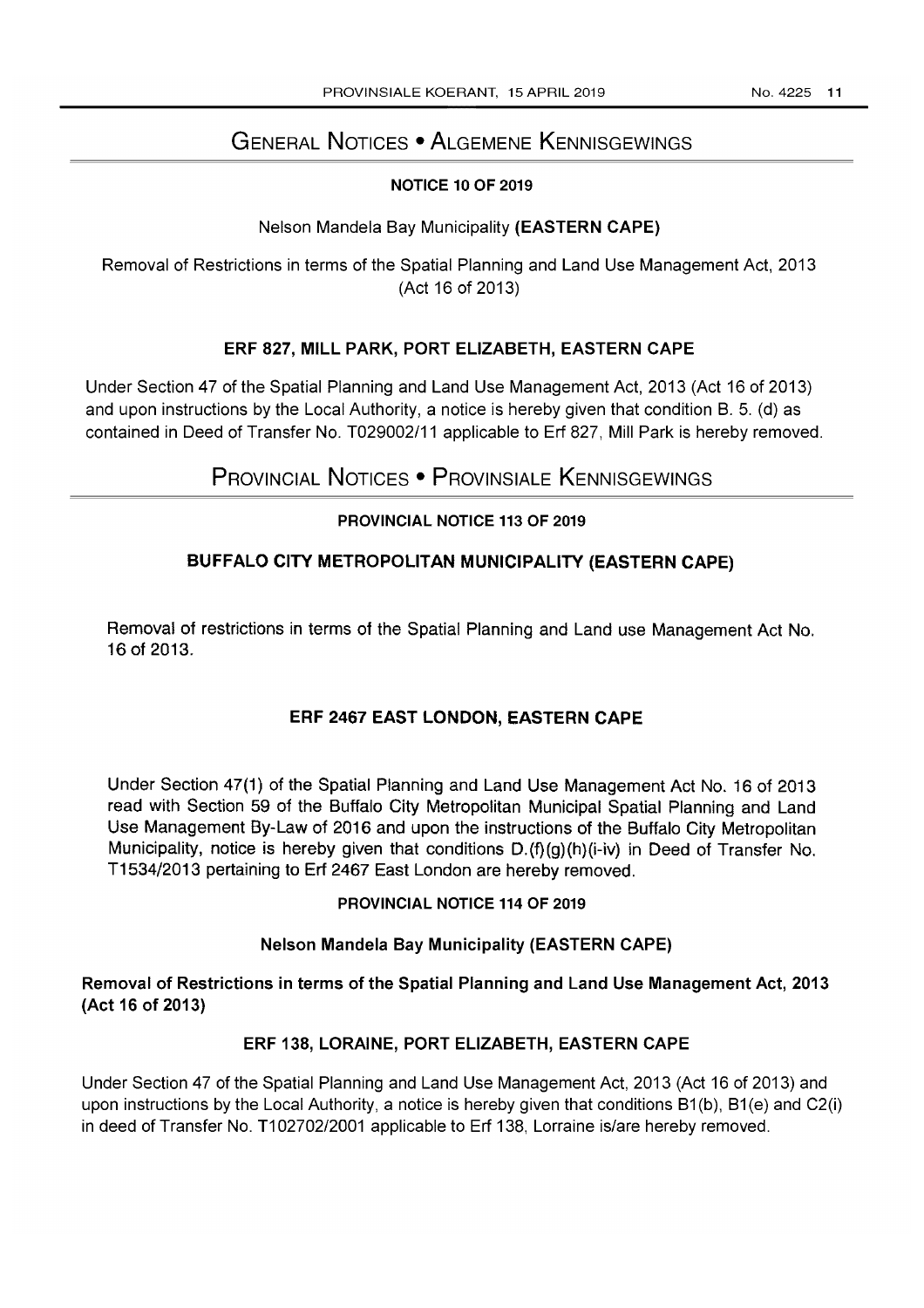# General Notices • Algemene Kennisgewings

### NOTICE 10 OF 2019

Nelson Mandela Bay Municipality **(EASTERN CAPE)**

Removal of Restrictions in terms of the Spatial Planning and Land Use Management Act, 2013 (Act 16 of 2013)

#### ERF 827, MILL PARK, PORT ELIZABETH, EASTERN CAPE

Under Section 47 of the Spatial Planning and Land Use Management Act, 2013 (Act 16 of 2013) and upon instructions by the Local Authority, a notice is hereby given that condition B. 5. (d) as contained in Deed of Transfer No. T029002/11 applicable to Erf 827, Mill Park is hereby removed.

# Provincial Notices • Provinsiale Kennisgewings

### PROVINCIAL NOTICE 113 OF 2019

#### BUFFALO CITY METROPOLITAN MUNICIPALITY (EASTERN CAPE)

Removal of restrictions in terms of the Spatial Planning and Land use Management Act No. 16 of 2013.

#### ERF 2467 EAST LONDON, EASTERN CAPE

Under Section 47(1) of the Spatial Planning and Land Use Management Act No. 16 of 2013 read with Section 59 of the Buffalo City Metropolitan Municipal Spatial Planning and Land Use Management By-Law of 2016 and upon the instructions of the Buffalo City Metropolitan Municipality, notice is hereby given that conditions D.(f)(g)(h)(i-iv) in Deed of Transfer No. T1534/2013 pertaining to Erf 2467 East London are hereby removed.

### PROVINCIAL NOTICE 114 OF 2019

**Nelson Mandela Bay Municipality (EASTERN CAPE)**

**Removal of Restrictions in terms of the Spatial Planning and Land Use Management Act, 2013 (Act 16 of 2013)**

#### ERF 138, LORAINE, PORT ELIZABETH, EASTERN CAPE

Under Section 47 of the Spatial Planning and Land Use Management Act, 2013 (Act 16 of 2013) and upon instructions by the Local Authority, a notice is hereby given that conditions B1(b), B1(e) and C2(i) in deed of Transfer No. T102702/2001 applicable to Erf 138, Lorraine is/are hereby removed.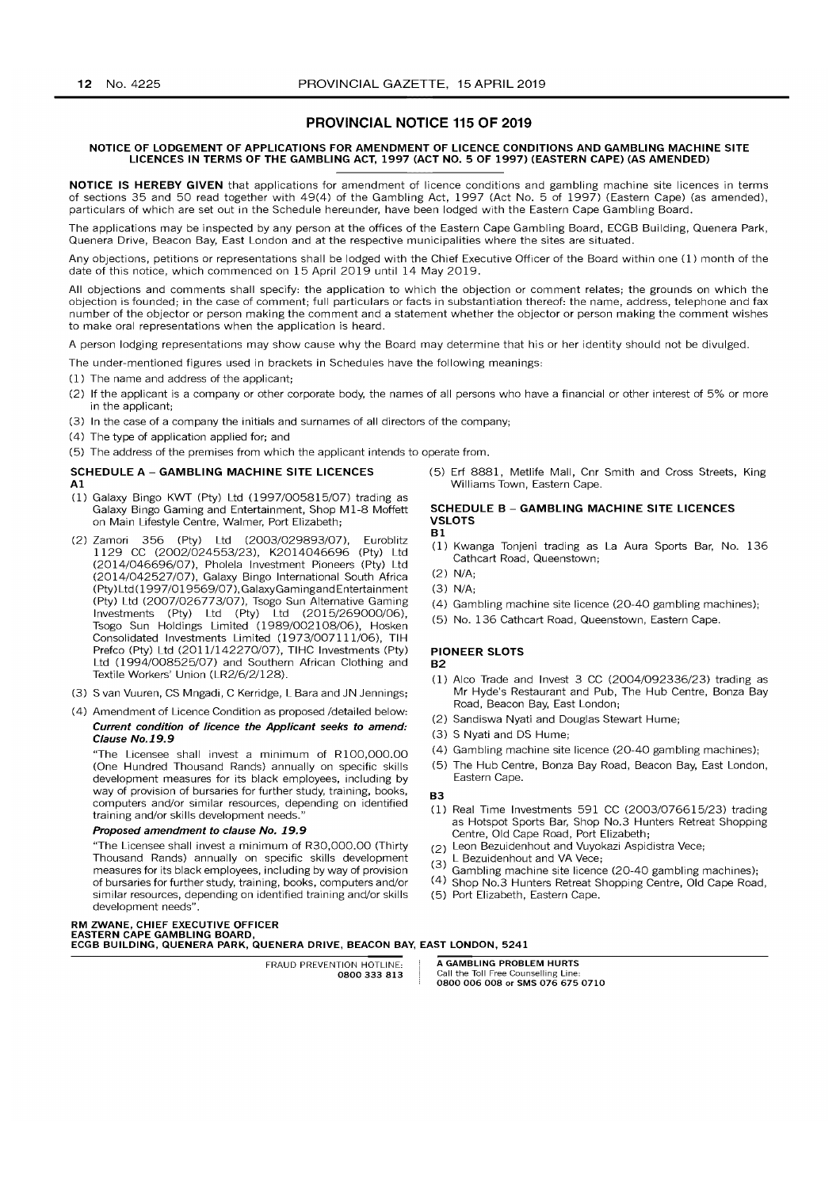## PROVINCIAL NOTICE 115 OF 2019

### NOTICE OF LODGEMENT OF APPLICATIONS FOR AMENDMENT OF LICENCE CONDITIONS AND GAMBLING MACHINE SITE LICENCES IN TERMS OF THE GAMBLING ACT, 1997 (ACT NO. 5 OF 1997) (EASTERN CAPE) (AS AMENDED)

**NOTICE IS HEREBY GIVEN** that applications for amendment of licence conditions and gambling machine site licences in terms of sections 35 and 50 read together with 49(4) of the Gambling Act, 1997 (Act No. 5 of 1997) (Eastern Cape) (as amended), particulars of which are set out in the Schedule hereunder, have been lodged with the Eastern Cape Gambling Board.

The applications may be inspected by any person at the offices of the Eastern Cape Gambling Board, ECGB Building, Quenera Park, Quenera Drive, Beacon Bay, East London and at the respective municipalities where the sites are situated.

Any objections, petitions or representations shall be lodged with the Chief Executive Officer of the Board within one (1) month of the date of this notice, which commenced on 15 April 2019 until 14 May 2019.

All objections and comments shall specify: the application to which the objection or comment relates; the grounds on which the objection is founded; in the case of comment; full particulars or facts in substantiation thereof: the name, address, telephone and fax number of the objector or person making the comment and a statement whether the objector or person making the comment wishes to make oral representations when the application is heard.

A person lodging representations may show cause why the Board may determine that his or her identity should not be divulged.

The under-mentioned figures used in brackets in Schedules have the following meanings:

(1) The name and address of the applicant;

(2) If the applicant is a company or other corporate body, the names of all persons who have a financial or other interest of 5% or more in the applicant;

(3) In the case of a company the initials and surnames of all directors of the company;

(4) The type of application applied for; and

(5) The address of the premises from which the applicant intends to operate from.

#### SCHEDULE A – GAMBLING MACHINE SITE LICENCES

**A1**

(1) Galaxy Bingo KWT (Pty) Ltd (1997/005815/07) trading as Galaxy Bingo Gaming and Entertainment, Shop M1-8 Moffett on Main Lifestyle Centre, Walmer, Port Elizabeth;

(2) Zamori 356 (Pty) Ltd (2003/029893/07), Euroblitz 1129 CC (2002/024553/23), K2014046696 (Pty) Ltd (2014/046696/07), Pholela Investment Pioneers (Pty) Ltd (2014/042527/07), Galaxy Bingo International South Africa (Pty)Ltd(1997/019569/07),GalaxyGamingandEntertainment (Pty) Ltd (2007/026773/07), Tsogo Sun Alternative Gaming Investments (Pty) Ltd (Pty) Ltd (2015/269000/06), Tsogo Sun Holdings Limited (1989/002108/06), Hosken Consolidated Investments Limited (1973/007111/06), TIH Prefco (Pty) Ltd (2011/142270/07), TIHC Investments (Pty) Ltd (1994/008525/07) and Southern African Clothing and Textile Workers' Union (LR2/6/2/128).

(3) S van Vuuren, CS Mngadi, C Kerridge, L Bara and JN Jennings;

(4) Amendment of Licence Condition as proposed /detailed below:

***Current condition of licence the Applicant seeks to amend: Clause No.19.9***

"The Licensee shall invest a minimum of R100,000.00 (One Hundred Thousand Rands) annually on specific skills development measures for its black employees, including by way of provision of bursaries for further study, training, books, computers and/or similar resources, depending on identified training and/or skills development needs."

***Proposed amendment to clause No. 19.9***

"The Licensee shall invest a minimum of R30,000.00 (Thirty Thousand Rands) annually on specific skills development measures for its black employees, including by way of provision of bursaries for further study, training, books, computers and/or similar resources, depending on identified training and/or skills development needs".

(5) Erf 8881, Metlife Mall, Cnr Smith and Cross Streets, King Williams Town, Eastern Cape.

#### SCHEDULE B – GAMBLING MACHINE SITE LICENCES

#### VSLOTS

**B1**

(1) Kwanga Tonjeni trading as La Aura Sports Bar, No. 136 Cathcart Road, Queenstown;

(2) N/A;

(3) N/A;

(4) Gambling machine site licence (20-40 gambling machines);

(5) No. 136 Cathcart Road, Queenstown, Eastern Cape.

#### PIONEER SLOTS

**B2**

(1) Alco Trade and Invest 3 CC (2004/092336/23) trading as Mr Hyde's Restaurant and Pub, The Hub Centre, Bonza Bay Road, Beacon Bay, East London;

(2) Sandiswa Nyati and Douglas Stewart Hume;

(3) S Nyati and DS Hume;

(4) Gambling machine site licence (20-40 gambling machines);

(5) The Hub Centre, Bonza Bay Road, Beacon Bay, East London, Eastern Cape.

**B3**

(1) Real Time Investments 591 CC (2003/076615/23) trading as Hotspot Sports Bar, Shop No.3 Hunters Retreat Shopping Centre, Old Cape Road, Port Elizabeth;

(2) Leon Bezuidenhout and Vuyokazi Aspidistra Vece;

(3) L Bezuidenhout and VA Vece;

(4) Gambling machine site licence (20-40 gambling machines);

(5) Shop No.3 Hunters Retreat Shopping Centre, Old Cape Road, Port Elizabeth, Eastern Cape.

**RM ZWANE, CHIEF EXECUTIVE OFFICER**
**EASTERN CAPE GAMBLING BOARD,**
**ECGB BUILDING, QUENERA PARK, QUENERA DRIVE, BEACON BAY, EAST LONDON, 5241**

FRAUD PREVENTION HOTLINE: **0800 333 813**

**A GAMBLING PROBLEM HURTS**
Call the Toll Free Counselling Line:
**0800 006 008 or SMS 076 675 0710**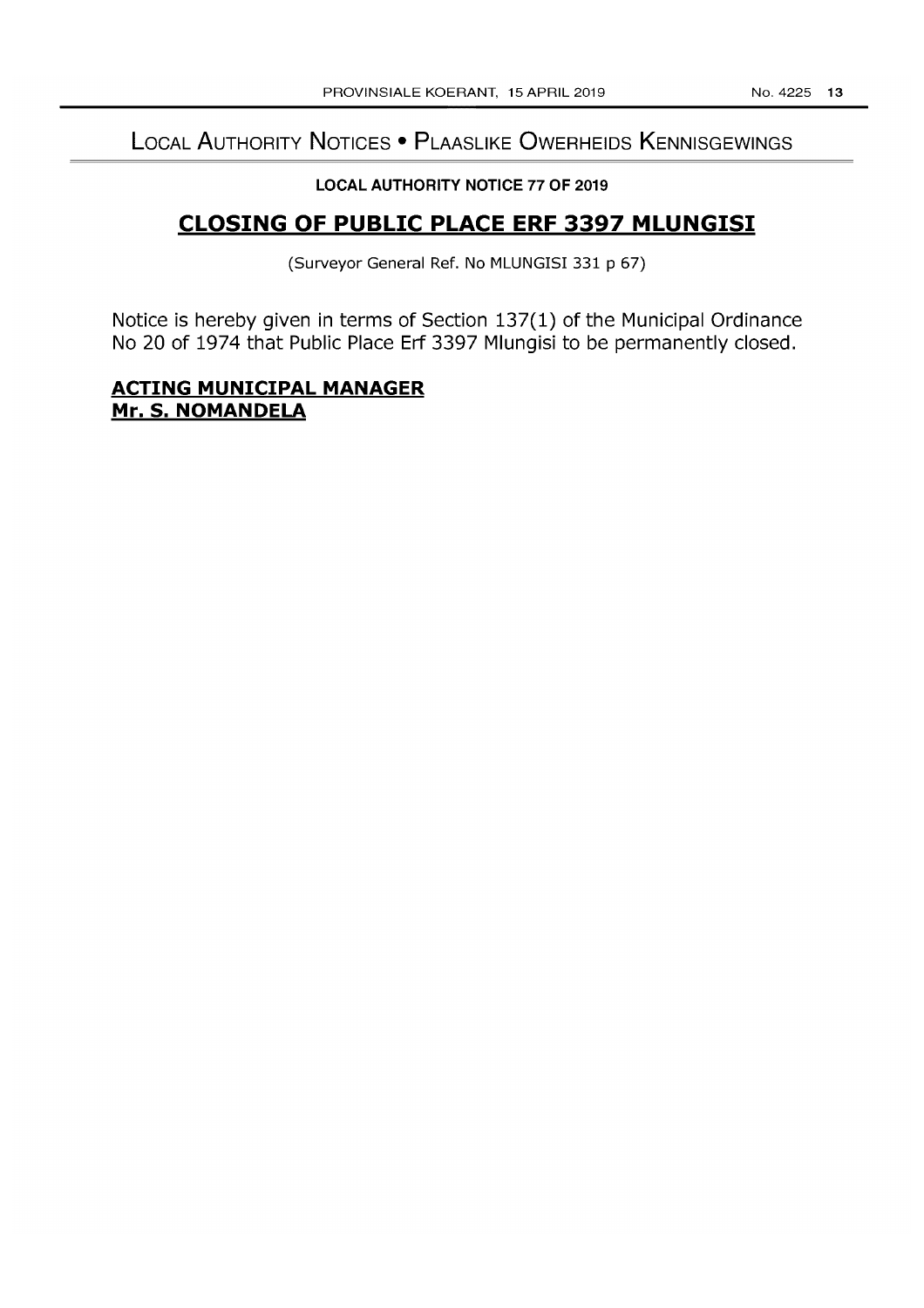## Local Authority Notices • Plaaslike Owerheids Kennisgewings

**LOCAL AUTHORITY NOTICE 77 OF 2019**

# CLOSING OF PUBLIC PLACE ERF 3397 MLUNGISI

(Surveyor General Ref. No MLUNGISI 331 p 67)

Notice is hereby given in terms of Section 137(1) of the Municipal Ordinance No 20 of 1974 that Public Place Erf 3397 Mlungisi to be permanently closed.

**ACTING MUNICIPAL MANAGER**
**Mr. S. NOMANDELA**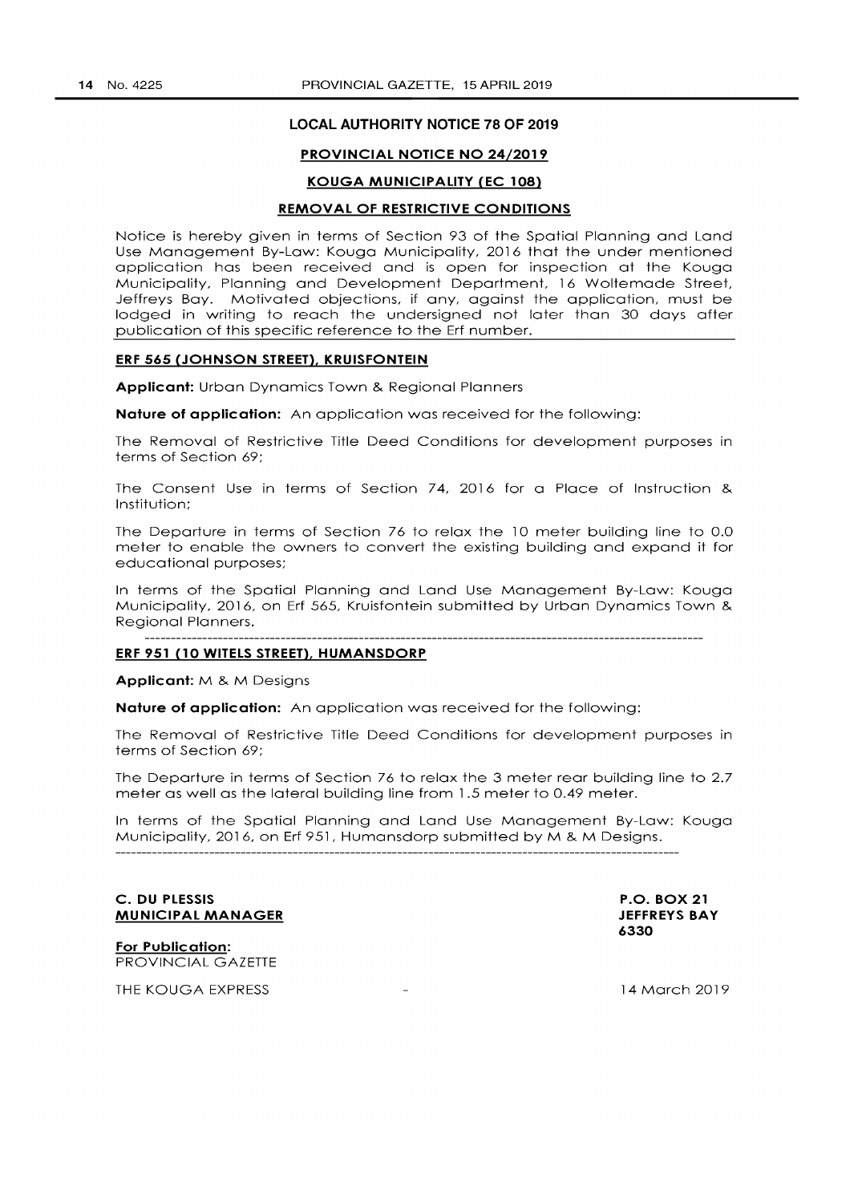## LOCAL AUTHORITY NOTICE 78 OF 2019

### PROVINCIAL NOTICE NO 24/2019

### KOUGA MUNICIPALITY (EC 108)

### REMOVAL OF RESTRICTIVE CONDITIONS

Notice is hereby given in terms of Section 93 of the Spatial Planning and Land Use Management By-Law: Kouga Municipality, 2016 that the under mentioned application has been received and is open for inspection at the Kouga Municipality, Planning and Development Department, 16 Woltemade Street, Jeffreys Bay. Motivated objections, if any, against the application, must be lodged in writing to reach the undersigned not later than 30 days after publication of this specific reference to the Erf number.

**ERF 565 (JOHNSON STREET), KRUISFONTEIN**

**Applicant:** Urban Dynamics Town & Regional Planners

**Nature of application:** An application was received for the following:

The Removal of Restrictive Title Deed Conditions for development purposes in terms of Section 69;

The Consent Use in terms of Section 74, 2016 for a Place of Instruction & Institution;

The Departure in terms of Section 76 to relax the 10 meter building line to 0.0 meter to enable the owners to convert the existing building and expand it for educational purposes;

In terms of the Spatial Planning and Land Use Management By-Law: Kouga Municipality, 2016, on Erf 565, Kruisfontein submitted by Urban Dynamics Town & Regional Planners.

---

**ERF 951 (10 WITELS STREET), HUMANSDORP**

**Applicant:** M & M Designs

**Nature of application:** An application was received for the following:

The Removal of Restrictive Title Deed Conditions for development purposes in terms of Section 69;

The Departure in terms of Section 76 to relax the 3 meter rear building line to 2.7 meter as well as the lateral building line from 1.5 meter to 0.49 meter.

In terms of the Spatial Planning and Land Use Management By-Law: Kouga Municipality, 2016, on Erf 951, Humansdorp submitted by M & M Designs.

---

**C. DU PLESSIS**
**MUNICIPAL MANAGER**

**P.O. BOX 21**
**JEFFREYS BAY**
**6330**

**For Publication:**
PROVINCIAL GAZETTE

THE KOUGA EXPRESS - 14 March 2019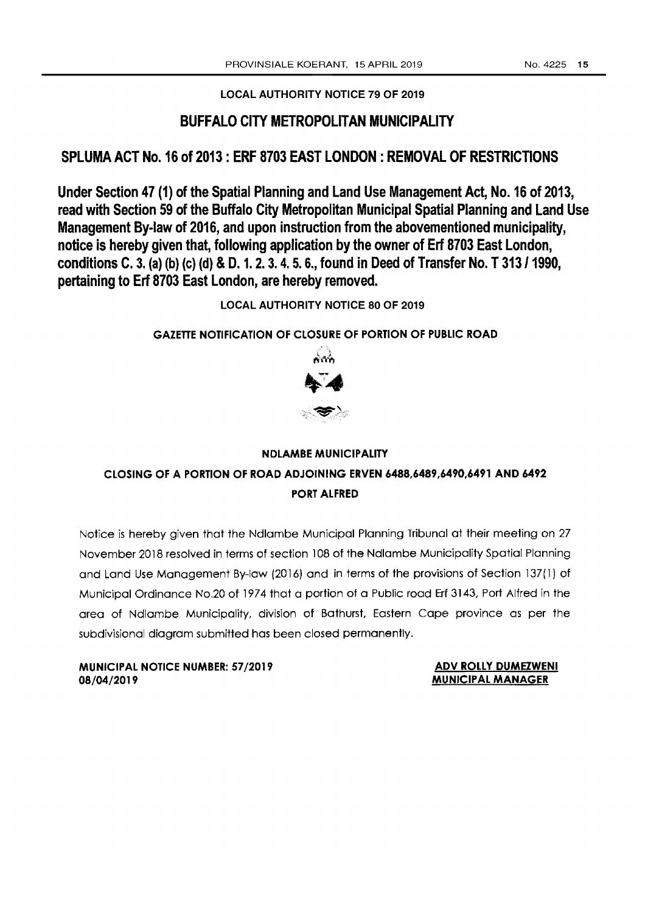LOCAL AUTHORITY NOTICE 79 OF 2019

# BUFFALO CITY METROPOLITAN MUNICIPALITY

## SPLUMA ACT No. 16 of 2013 : ERF 8703 EAST LONDON : REMOVAL OF RESTRICTIONS

**Under Section 47 (1) of the Spatial Planning and Land Use Management Act, No. 16 of 2013, read with Section 59 of the Buffalo City Metropolitan Municipal Spatial Planning and Land Use Management By-law of 2016, and upon instruction from the abovementioned municipality, notice is hereby given that, following application by the owner of Erf 8703 East London, conditions C. 3. (a) (b) (c) (d) & D. 1. 2. 3. 4. 5. 6., found in Deed of Transfer No. T 313 / 1990, pertaining to Erf 8703 East London, are hereby removed.**

LOCAL AUTHORITY NOTICE 80 OF 2019

**GAZETTE NOTIFICATION OF CLOSURE OF PORTION OF PUBLIC ROAD**

**NDLAMBE MUNICIPALITY**

**CLOSING OF A PORTION OF ROAD ADJOINING ERVEN 6488,6489,6490,6491 AND 6492 PORT ALFRED**

Notice is hereby given that the Ndlambe Municipal Planning Tribunal at their meeting on 27 November 2018 resolved in terms of section 108 of the Ndlambe Municipality Spatial Planning and Land Use Management By-law (2016) and in terms of the provisions of Section 137(1) of Municipal Ordinance No.20 of 1974 that a portion of a Public road Erf 3143, Port Alfred in the area of Ndlambe Municipality, division of Bathurst, Eastern Cape province as per the subdivisional diagram submitted has been closed permanently.

**MUNICIPAL NOTICE NUMBER: 57/2019**
**08/04/2019**

**ADV ROLLY DUMEZWENI**
**MUNICIPAL MANAGER**